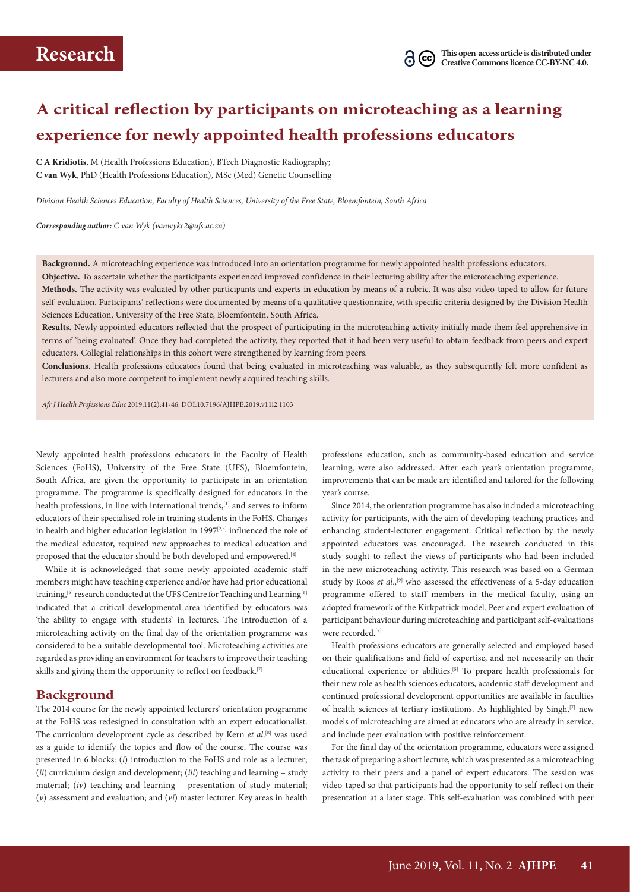**Research**

This open-access article is distributed under Creative Commons licence CC-BY-NC 4.0.

# A critical reflection by participants on microteaching as a learning experience for newly appointed health professions educators

**C A Kridiotis**, M (Health Professions Education), BTech Diagnostic Radiography;
**C van Wyk**, PhD (Health Professions Education), MSc (Med) Genetic Counselling

*Division Health Sciences Education, Faculty of Health Sciences, University of the Free State, Bloemfontein, South Africa*

***Corresponding author:** C van Wyk (vanwykc2@ufs.ac.za)*

**Background.** A microteaching experience was introduced into an orientation programme for newly appointed health professions educators.

**Objective.** To ascertain whether the participants experienced improved confidence in their lecturing ability after the microteaching experience.

**Methods.** The activity was evaluated by other participants and experts in education by means of a rubric. It was also video-taped to allow for future self-evaluation. Participants' reflections were documented by means of a qualitative questionnaire, with specific criteria designed by the Division Health Sciences Education, University of the Free State, Bloemfontein, South Africa.

**Results.** Newly appointed educators reflected that the prospect of participating in the microteaching activity initially made them feel apprehensive in terms of 'being evaluated'. Once they had completed the activity, they reported that it had been very useful to obtain feedback from peers and expert educators. Collegial relationships in this cohort were strengthened by learning from peers.

**Conclusions.** Health professions educators found that being evaluated in microteaching was valuable, as they subsequently felt more confident as lecturers and also more competent to implement newly acquired teaching skills.

*Afr J Health Professions Educ* 2019;11(2):41-46. DOI:10.7196/AJHPE.2019.v11i2.1103

Newly appointed health professions educators in the Faculty of Health Sciences (FoHS), University of the Free State (UFS), Bloemfontein, South Africa, are given the opportunity to participate in an orientation programme. The programme is specifically designed for educators in the health professions, in line with international trends,[1] and serves to inform educators of their specialised role in training students in the FoHS. Changes in health and higher education legislation in 1997[2,3] influenced the role of the medical educator, required new approaches to medical education and proposed that the educator should be both developed and empowered.[4]

While it is acknowledged that some newly appointed academic staff members might have teaching experience and/or have had prior educational training,[5] research conducted at the UFS Centre for Teaching and Learning[6] indicated that a critical developmental area identified by educators was 'the ability to engage with students' in lectures. The introduction of a microteaching activity on the final day of the orientation programme was considered to be a suitable developmental tool. Microteaching activities are regarded as providing an environment for teachers to improve their teaching skills and giving them the opportunity to reflect on feedback.[7]

## Background

The 2014 course for the newly appointed lecturers' orientation programme at the FoHS was redesigned in consultation with an expert educationalist. The curriculum development cycle as described by Kern *et al*.[8] was used as a guide to identify the topics and flow of the course. The course was presented in 6 blocks: (*i*) introduction to the FoHS and role as a lecturer; (*ii*) curriculum design and development; (*iii*) teaching and learning – study material; (*iv*) teaching and learning – presentation of study material; (*v*) assessment and evaluation; and (*vi*) master lecturer. Key areas in health professions education, such as community-based education and service learning, were also addressed. After each year's orientation programme, improvements that can be made are identified and tailored for the following year's course.

Since 2014, the orientation programme has also included a microteaching activity for participants, with the aim of developing teaching practices and enhancing student-lecturer engagement. Critical reflection by the newly appointed educators was encouraged. The research conducted in this study sought to reflect the views of participants who had been included in the new microteaching activity. This research was based on a German study by Roos *et al*.,[9] who assessed the effectiveness of a 5-day education programme offered to staff members in the medical faculty, using an adopted framework of the Kirkpatrick model. Peer and expert evaluation of participant behaviour during microteaching and participant self-evaluations were recorded.[9]

Health professions educators are generally selected and employed based on their qualifications and field of expertise, and not necessarily on their educational experience or abilities.[5] To prepare health professionals for their new role as health sciences educators, academic staff development and continued professional development opportunities are available in faculties of health sciences at tertiary institutions. As highlighted by Singh,[7] new models of microteaching are aimed at educators who are already in service, and include peer evaluation with positive reinforcement.

For the final day of the orientation programme, educators were assigned the task of preparing a short lecture, which was presented as a microteaching activity to their peers and a panel of expert educators. The session was video-taped so that participants had the opportunity to self-reflect on their presentation at a later stage. This self-evaluation was combined with peer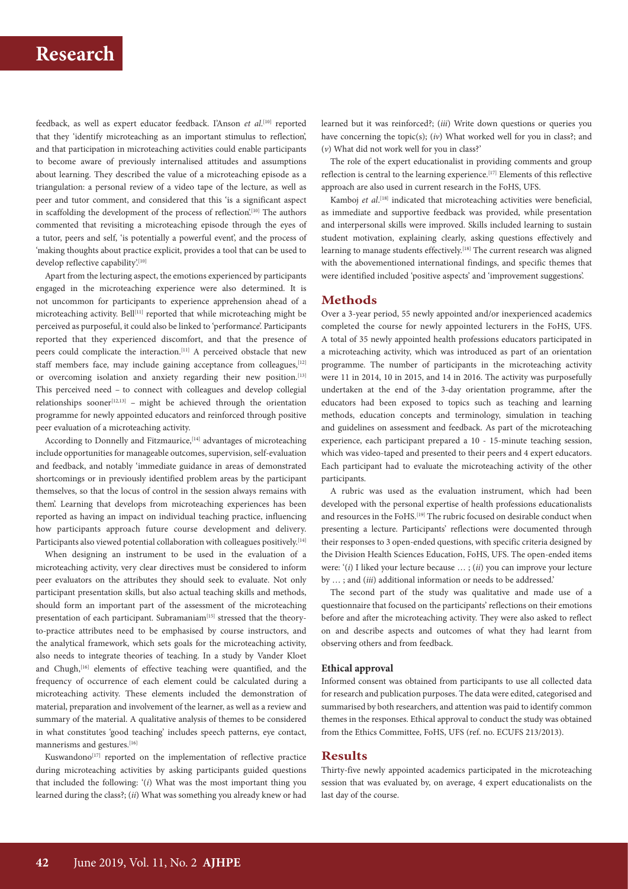feedback, as well as expert educator feedback. I'Anson *et al*.[10] reported that they 'identify microteaching as an important stimulus to reflection', and that participation in microteaching activities could enable participants to become aware of previously internalised attitudes and assumptions about learning. They described the value of a microteaching episode as a triangulation: a personal review of a video tape of the lecture, as well as peer and tutor comment, and considered that this 'is a significant aspect in scaffolding the development of the process of reflection'.[10] The authors commented that revisiting a microteaching episode through the eyes of a tutor, peers and self, 'is potentially a powerful event', and the process of 'making thoughts about practice explicit, provides a tool that can be used to develop reflective capability'.[10]

Apart from the lecturing aspect, the emotions experienced by participants engaged in the microteaching experience were also determined. It is not uncommon for participants to experience apprehension ahead of a microteaching activity. Bell[11] reported that while microteaching might be perceived as purposeful, it could also be linked to 'performance'. Participants reported that they experienced discomfort, and that the presence of peers could complicate the interaction.[11] A perceived obstacle that new staff members face, may include gaining acceptance from colleagues,[12] or overcoming isolation and anxiety regarding their new position.[13] This perceived need – to connect with colleagues and develop collegial relationships sooner[12,13] – might be achieved through the orientation programme for newly appointed educators and reinforced through positive peer evaluation of a microteaching activity.

According to Donnelly and Fitzmaurice,[14] advantages of microteaching include opportunities for manageable outcomes, supervision, self-evaluation and feedback, and notably 'immediate guidance in areas of demonstrated shortcomings or in previously identified problem areas by the participant themselves, so that the locus of control in the session always remains with them'. Learning that develops from microteaching experiences has been reported as having an impact on individual teaching practice, influencing how participants approach future course development and delivery. Participants also viewed potential collaboration with colleagues positively.[14]

When designing an instrument to be used in the evaluation of a microteaching activity, very clear directives must be considered to inform peer evaluators on the attributes they should seek to evaluate. Not only participant presentation skills, but also actual teaching skills and methods, should form an important part of the assessment of the microteaching presentation of each participant. Subramaniam[15] stressed that the theory-to-practice attributes need to be emphasised by course instructors, and the analytical framework, which sets goals for the microteaching activity, also needs to integrate theories of teaching. In a study by Vander Kloet and Chugh,[16] elements of effective teaching were quantified, and the frequency of occurrence of each element could be calculated during a microteaching activity. These elements included the demonstration of material, preparation and involvement of the learner, as well as a review and summary of the material. A qualitative analysis of themes to be considered in what constitutes 'good teaching' includes speech patterns, eye contact, mannerisms and gestures.[16]

Kuswandono[17] reported on the implementation of reflective practice during microteaching activities by asking participants guided questions that included the following: '(*i*) What was the most important thing you learned during the class?; (*ii*) What was something you already knew or had learned but it was reinforced?; (*iii*) Write down questions or queries you have concerning the topic(s); (*iv*) What worked well for you in class?; and (*v*) What did not work well for you in class?'

The role of the expert educationalist in providing comments and group reflection is central to the learning experience.[17] Elements of this reflective approach are also used in current research in the FoHS, UFS.

Kamboj *et al*.[18] indicated that microteaching activities were beneficial, as immediate and supportive feedback was provided, while presentation and interpersonal skills were improved. Skills included learning to sustain student motivation, explaining clearly, asking questions effectively and learning to manage students effectively.[18] The current research was aligned with the abovementioned international findings, and specific themes that were identified included 'positive aspects' and 'improvement suggestions'.

## Methods

Over a 3-year period, 55 newly appointed and/or inexperienced academics completed the course for newly appointed lecturers in the FoHS, UFS. A total of 35 newly appointed health professions educators participated in a microteaching activity, which was introduced as part of an orientation programme. The number of participants in the microteaching activity were 11 in 2014, 10 in 2015, and 14 in 2016. The activity was purposefully undertaken at the end of the 3-day orientation programme, after the educators had been exposed to topics such as teaching and learning methods, education concepts and terminology, simulation in teaching and guidelines on assessment and feedback. As part of the microteaching experience, each participant prepared a 10 - 15-minute teaching session, which was video-taped and presented to their peers and 4 expert educators. Each participant had to evaluate the microteaching activity of the other participants.

A rubric was used as the evaluation instrument, which had been developed with the personal expertise of health professions educationalists and resources in the FoHS.[19] The rubric focused on desirable conduct when presenting a lecture. Participants' reflections were documented through their responses to 3 open-ended questions, with specific criteria designed by the Division Health Sciences Education, FoHS, UFS. The open-ended items were: '(*i*) I liked your lecture because … ; (*ii*) you can improve your lecture by … ; and (*iii*) additional information or needs to be addressed.'

The second part of the study was qualitative and made use of a questionnaire that focused on the participants' reflections on their emotions before and after the microteaching activity. They were also asked to reflect on and describe aspects and outcomes of what they had learnt from observing others and from feedback.

### Ethical approval

Informed consent was obtained from participants to use all collected data for research and publication purposes. The data were edited, categorised and summarised by both researchers, and attention was paid to identify common themes in the responses. Ethical approval to conduct the study was obtained from the Ethics Committee, FoHS, UFS (ref. no. ECUFS 213/2013).

## Results

Thirty-five newly appointed academics participated in the microteaching session that was evaluated by, on average, 4 expert educationalists on the last day of the course.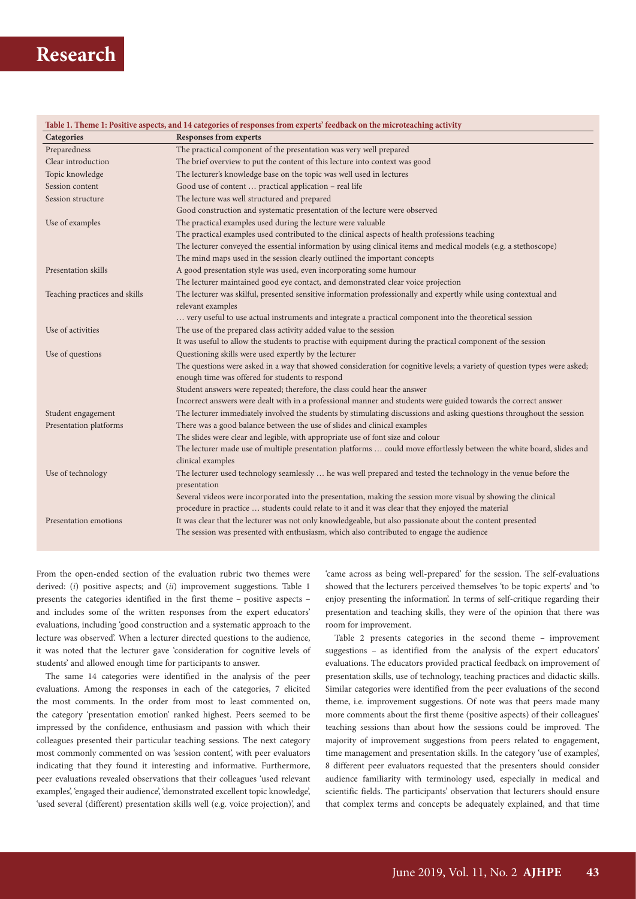**Table 1. Theme 1: Positive aspects, and 14 categories of responses from experts' feedback on the microteaching activity**

| Categories | Responses from experts |
|---|---|
| Preparedness | The practical component of the presentation was very well prepared |
| Clear introduction | The brief overview to put the content of this lecture into context was good |
| Topic knowledge | The lecturer's knowledge base on the topic was well used in lectures |
| Session content | Good use of content … practical application – real life |
| Session structure | The lecture was well structured and prepared<br>Good construction and systematic presentation of the lecture were observed |
| Use of examples | The practical examples used during the lecture were valuable<br>The practical examples used contributed to the clinical aspects of health professions teaching<br>The lecturer conveyed the essential information by using clinical items and medical models (e.g. a stethoscope)<br>The mind maps used in the session clearly outlined the important concepts |
| Presentation skills | A good presentation style was used, even incorporating some humour<br>The lecturer maintained good eye contact, and demonstrated clear voice projection |
| Teaching practices and skills | The lecturer was skilful, presented sensitive information professionally and expertly while using contextual and relevant examples<br>… very useful to use actual instruments and integrate a practical component into the theoretical session |
| Use of activities | The use of the prepared class activity added value to the session<br>It was useful to allow the students to practise with equipment during the practical component of the session |
| Use of questions | Questioning skills were used expertly by the lecturer<br>The questions were asked in a way that showed consideration for cognitive levels; a variety of question types were asked; enough time was offered for students to respond<br>Student answers were repeated; therefore, the class could hear the answer<br>Incorrect answers were dealt with in a professional manner and students were guided towards the correct answer |
| Student engagement | The lecturer immediately involved the students by stimulating discussions and asking questions throughout the session |
| Presentation platforms | There was a good balance between the use of slides and clinical examples<br>The slides were clear and legible, with appropriate use of font size and colour<br>The lecturer made use of multiple presentation platforms … could move effortlessly between the white board, slides and clinical examples |
| Use of technology | The lecturer used technology seamlessly … he was well prepared and tested the technology in the venue before the presentation<br>Several videos were incorporated into the presentation, making the session more visual by showing the clinical procedure in practice … students could relate to it and it was clear that they enjoyed the material |
| Presentation emotions | It was clear that the lecturer was not only knowledgeable, but also passionate about the content presented<br>The session was presented with enthusiasm, which also contributed to engage the audience |

From the open-ended section of the evaluation rubric two themes were derived: (*i*) positive aspects; and (*ii*) improvement suggestions. Table 1 presents the categories identified in the first theme – positive aspects – and includes some of the written responses from the expert educators' evaluations, including 'good construction and a systematic approach to the lecture was observed'. When a lecturer directed questions to the audience, it was noted that the lecturer gave 'consideration for cognitive levels of students' and allowed enough time for participants to answer.

The same 14 categories were identified in the analysis of the peer evaluations. Among the responses in each of the categories, 7 elicited the most comments. In the order from most to least commented on, the category 'presentation emotion' ranked highest. Peers seemed to be impressed by the confidence, enthusiasm and passion with which their colleagues presented their particular teaching sessions. The next category most commonly commented on was 'session content', with peer evaluators indicating that they found it interesting and informative. Furthermore, peer evaluations revealed observations that their colleagues 'used relevant examples', 'engaged their audience', 'demonstrated excellent topic knowledge', 'used several (different) presentation skills well (e.g. voice projection)', and 'came across as being well-prepared' for the session. The self-evaluations showed that the lecturers perceived themselves 'to be topic experts' and 'to enjoy presenting the information'. In terms of self-critique regarding their presentation and teaching skills, they were of the opinion that there was room for improvement.

Table 2 presents categories in the second theme – improvement suggestions – as identified from the analysis of the expert educators' evaluations. The educators provided practical feedback on improvement of presentation skills, use of technology, teaching practices and didactic skills. Similar categories were identified from the peer evaluations of the second theme, i.e. improvement suggestions. Of note was that peers made many more comments about the first theme (positive aspects) of their colleagues' teaching sessions than about how the sessions could be improved. The majority of improvement suggestions from peers related to engagement, time management and presentation skills. In the category 'use of examples', 8 different peer evaluators requested that the presenters should consider audience familiarity with terminology used, especially in medical and scientific fields. The participants' observation that lecturers should ensure that complex terms and concepts be adequately explained, and that time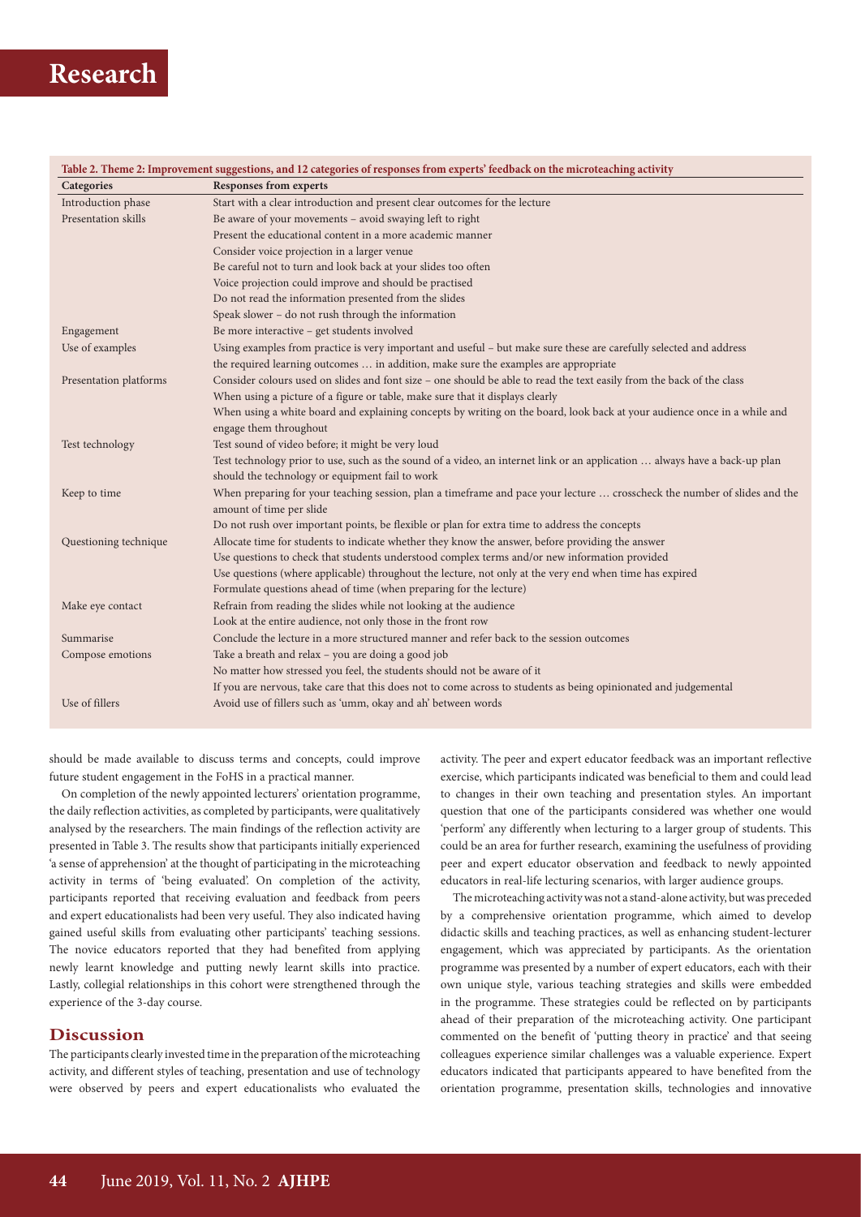**Table 2. Theme 2: Improvement suggestions, and 12 categories of responses from experts' feedback on the microteaching activity**

| Categories | Responses from experts |
|---|---|
| Introduction phase | Start with a clear introduction and present clear outcomes for the lecture |
| Presentation skills | Be aware of your movements – avoid swaying left to right |
| | Present the educational content in a more academic manner |
| | Consider voice projection in a larger venue |
| | Be careful not to turn and look back at your slides too often |
| | Voice projection could improve and should be practised |
| | Do not read the information presented from the slides |
| | Speak slower – do not rush through the information |
| Engagement | Be more interactive – get students involved |
| Use of examples | Using examples from practice is very important and useful – but make sure these are carefully selected and address the required learning outcomes … in addition, make sure the examples are appropriate |
| Presentation platforms | Consider colours used on slides and font size – one should be able to read the text easily from the back of the class |
| | When using a picture of a figure or table, make sure that it displays clearly |
| | When using a white board and explaining concepts by writing on the board, look back at your audience once in a while and engage them throughout |
| Test technology | Test sound of video before; it might be very loud |
| | Test technology prior to use, such as the sound of a video, an internet link or an application … always have a back-up plan should the technology or equipment fail to work |
| Keep to time | When preparing for your teaching session, plan a timeframe and pace your lecture … crosscheck the number of slides and the amount of time per slide |
| | Do not rush over important points, be flexible or plan for extra time to address the concepts |
| Questioning technique | Allocate time for students to indicate whether they know the answer, before providing the answer |
| | Use questions to check that students understood complex terms and/or new information provided |
| | Use questions (where applicable) throughout the lecture, not only at the very end when time has expired |
| | Formulate questions ahead of time (when preparing for the lecture) |
| Make eye contact | Refrain from reading the slides while not looking at the audience |
| | Look at the entire audience, not only those in the front row |
| Summarise | Conclude the lecture in a more structured manner and refer back to the session outcomes |
| Compose emotions | Take a breath and relax – you are doing a good job |
| | No matter how stressed you feel, the students should not be aware of it |
| | If you are nervous, take care that this does not to come across to students as being opinionated and judgemental |
| Use of fillers | Avoid use of fillers such as 'umm, okay and ah' between words |

should be made available to discuss terms and concepts, could improve future student engagement in the FoHS in a practical manner.

On completion of the newly appointed lecturers' orientation programme, the daily reflection activities, as completed by participants, were qualitatively analysed by the researchers. The main findings of the reflection activity are presented in Table 3. The results show that participants initially experienced 'a sense of apprehension' at the thought of participating in the microteaching activity in terms of 'being evaluated'. On completion of the activity, participants reported that receiving evaluation and feedback from peers and expert educationalists had been very useful. They also indicated having gained useful skills from evaluating other participants' teaching sessions. The novice educators reported that they had benefited from applying newly learnt knowledge and putting newly learnt skills into practice. Lastly, collegial relationships in this cohort were strengthened through the experience of the 3-day course.

## Discussion

The participants clearly invested time in the preparation of the microteaching activity, and different styles of teaching, presentation and use of technology were observed by peers and expert educationalists who evaluated the activity. The peer and expert educator feedback was an important reflective exercise, which participants indicated was beneficial to them and could lead to changes in their own teaching and presentation styles. An important question that one of the participants considered was whether one would 'perform' any differently when lecturing to a larger group of students. This could be an area for further research, examining the usefulness of providing peer and expert educator observation and feedback to newly appointed educators in real-life lecturing scenarios, with larger audience groups.

The microteaching activity was not a stand-alone activity, but was preceded by a comprehensive orientation programme, which aimed to develop didactic skills and teaching practices, as well as enhancing student-lecturer engagement, which was appreciated by participants. As the orientation programme was presented by a number of expert educators, each with their own unique style, various teaching strategies and skills were embedded in the programme. These strategies could be reflected on by participants ahead of their preparation of the microteaching activity. One participant commented on the benefit of 'putting theory in practice' and that seeing colleagues experience similar challenges was a valuable experience. Expert educators indicated that participants appeared to have benefited from the orientation programme, presentation skills, technologies and innovative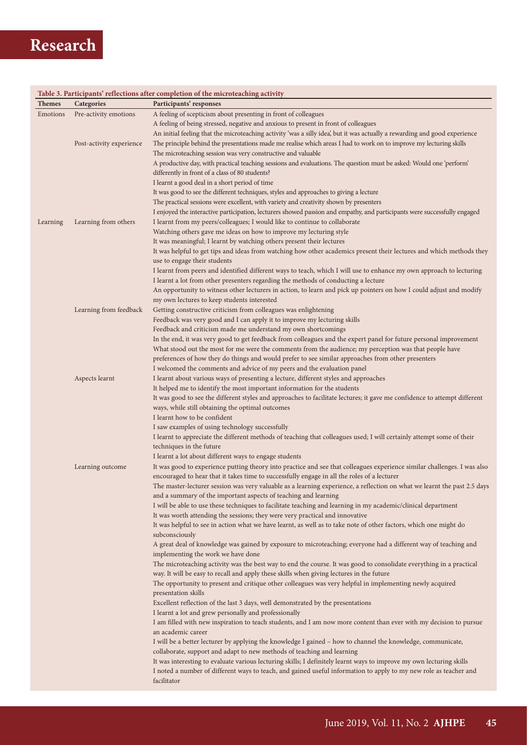**Table 3. Participants' reflections after completion of the microteaching activity**

| Themes | Categories | Participants' responses |
|---|---|---|
| Emotions | Pre-activity emotions | A feeling of scepticism about presenting in front of colleagues |
| | | A feeling of being stressed, negative and anxious to present in front of colleagues |
| | | An initial feeling that the microteaching activity 'was a silly idea', but it was actually a rewarding and good experience |
| | Post-activity experience | The principle behind the presentations made me realise which areas I had to work on to improve my lecturing skills |
| | | The microteaching session was very constructive and valuable |
| | | A productive day, with practical teaching sessions and evaluations. The question must be asked: Would one 'perform' differently in front of a class of 80 students? |
| | | I learnt a good deal in a short period of time |
| | | It was good to see the different techniques, styles and approaches to giving a lecture |
| | | The practical sessions were excellent, with variety and creativity shown by presenters |
| | | I enjoyed the interactive participation, lecturers showed passion and empathy, and participants were successfully engaged |
| Learning | Learning from others | I learnt from my peers/colleagues; I would like to continue to collaborate |
| | | Watching others gave me ideas on how to improve my lecturing style |
| | | It was meaningful; I learnt by watching others present their lectures |
| | | It was helpful to get tips and ideas from watching how other academics present their lectures and which methods they use to engage their students |
| | | I learnt from peers and identified different ways to teach, which I will use to enhance my own approach to lecturing |
| | | I learnt a lot from other presenters regarding the methods of conducting a lecture |
| | | An opportunity to witness other lecturers in action, to learn and pick up pointers on how I could adjust and modify my own lectures to keep students interested |
| | Learning from feedback | Getting constructive criticism from colleagues was enlightening |
| | | Feedback was very good and I can apply it to improve my lecturing skills |
| | | Feedback and criticism made me understand my own shortcomings |
| | | In the end, it was very good to get feedback from colleagues and the expert panel for future personal improvement |
| | | What stood out the most for me were the comments from the audience; my perception was that people have preferences of how they do things and would prefer to see similar approaches from other presenters |
| | | I welcomed the comments and advice of my peers and the evaluation panel |
| | Aspects learnt | I learnt about various ways of presenting a lecture, different styles and approaches |
| | | It helped me to identify the most important information for the students |
| | | It was good to see the different styles and approaches to facilitate lectures; it gave me confidence to attempt different ways, while still obtaining the optimal outcomes |
| | | I learnt how to be confident |
| | | I saw examples of using technology successfully |
| | | I learnt to appreciate the different methods of teaching that colleagues used; I will certainly attempt some of their techniques in the future |
| | | I learnt a lot about different ways to engage students |
| | Learning outcome | It was good to experience putting theory into practice and see that colleagues experience similar challenges. I was also encouraged to hear that it takes time to successfully engage in all the roles of a lecturer |
| | | The master-lecturer session was very valuable as a learning experience, a reflection on what we learnt the past 2.5 days and a summary of the important aspects of teaching and learning |
| | | I will be able to use these techniques to facilitate teaching and learning in my academic/clinical department |
| | | It was worth attending the sessions; they were very practical and innovative |
| | | It was helpful to see in action what we have learnt, as well as to take note of other factors, which one might do subconsciously |
| | | A great deal of knowledge was gained by exposure to microteaching; everyone had a different way of teaching and implementing the work we have done |
| | | The microteaching activity was the best way to end the course. It was good to consolidate everything in a practical way. It will be easy to recall and apply these skills when giving lectures in the future |
| | | The opportunity to present and critique other colleagues was very helpful in implementing newly acquired presentation skills |
| | | Excellent reflection of the last 3 days, well demonstrated by the presentations |
| | | I learnt a lot and grew personally and professionally |
| | | I am filled with new inspiration to teach students, and I am now more content than ever with my decision to pursue an academic career |
| | | I will be a better lecturer by applying the knowledge I gained – how to channel the knowledge, communicate, collaborate, support and adapt to new methods of teaching and learning |
| | | It was interesting to evaluate various lecturing skills; I definitely learnt ways to improve my own lecturing skills |
| | | I noted a number of different ways to teach, and gained useful information to apply to my new role as teacher and facilitator |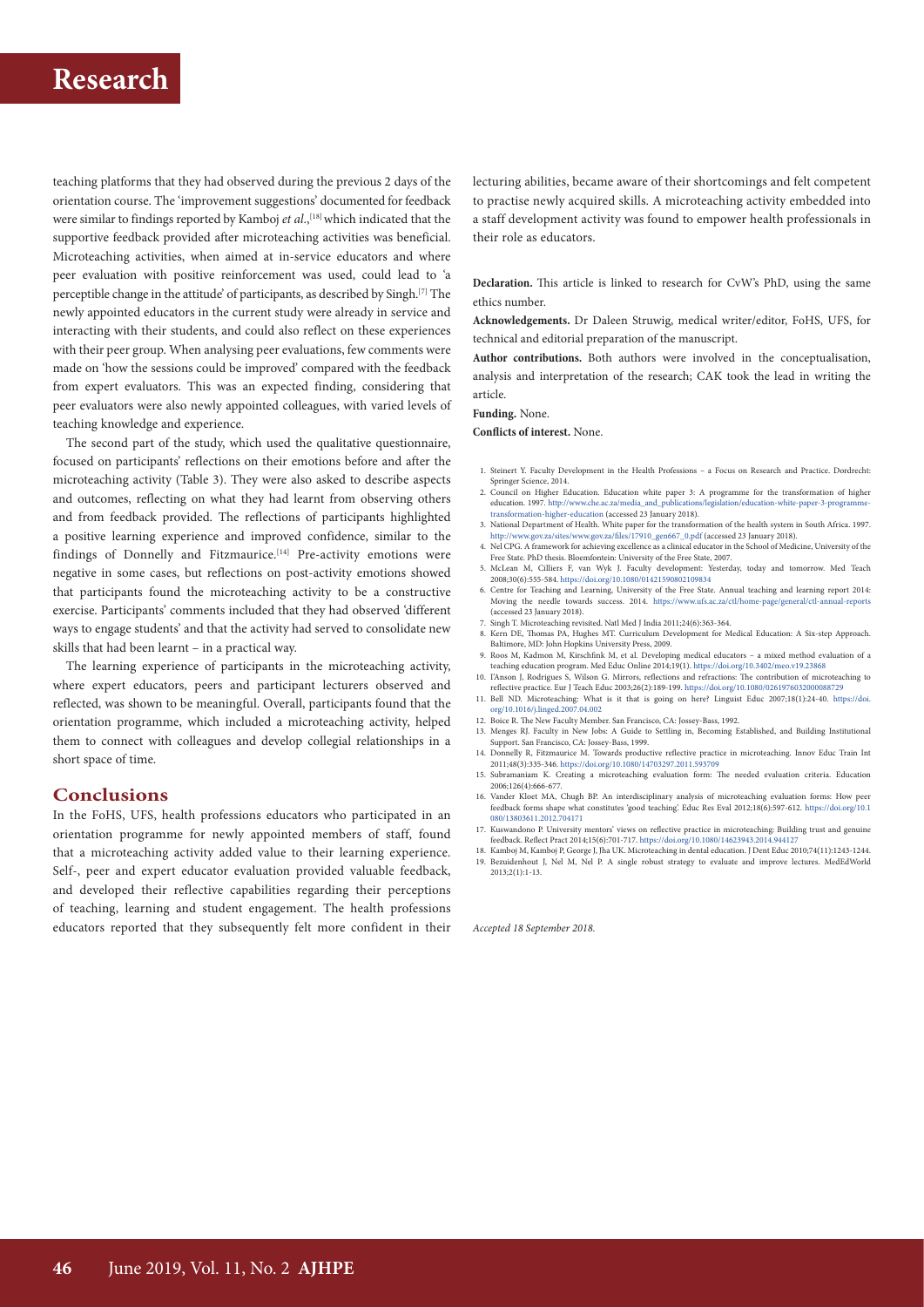teaching platforms that they had observed during the previous 2 days of the orientation course. The 'improvement suggestions' documented for feedback were similar to findings reported by Kamboj *et al*.,[18] which indicated that the supportive feedback provided after microteaching activities was beneficial. Microteaching activities, when aimed at in-service educators and where peer evaluation with positive reinforcement was used, could lead to 'a perceptible change in the attitude' of participants, as described by Singh.[7] The newly appointed educators in the current study were already in service and interacting with their students, and could also reflect on these experiences with their peer group. When analysing peer evaluations, few comments were made on 'how the sessions could be improved' compared with the feedback from expert evaluators. This was an expected finding, considering that peer evaluators were also newly appointed colleagues, with varied levels of teaching knowledge and experience.

The second part of the study, which used the qualitative questionnaire, focused on participants' reflections on their emotions before and after the microteaching activity (Table 3). They were also asked to describe aspects and outcomes, reflecting on what they had learnt from observing others and from feedback provided. The reflections of participants highlighted a positive learning experience and improved confidence, similar to the findings of Donnelly and Fitzmaurice.[14] Pre-activity emotions were negative in some cases, but reflections on post-activity emotions showed that participants found the microteaching activity to be a constructive exercise. Participants' comments included that they had observed 'different ways to engage students' and that the activity had served to consolidate new skills that had been learnt – in a practical way.

The learning experience of participants in the microteaching activity, where expert educators, peers and participant lecturers observed and reflected, was shown to be meaningful. Overall, participants found that the orientation programme, which included a microteaching activity, helped them to connect with colleagues and develop collegial relationships in a short space of time.

## Conclusions

In the FoHS, UFS, health professions educators who participated in an orientation programme for newly appointed members of staff, found that a microteaching activity added value to their learning experience. Self-, peer and expert educator evaluation provided valuable feedback, and developed their reflective capabilities regarding their perceptions of teaching, learning and student engagement. The health professions educators reported that they subsequently felt more confident in their lecturing abilities, became aware of their shortcomings and felt competent to practise newly acquired skills. A microteaching activity embedded into a staff development activity was found to empower health professionals in their role as educators.

**Declaration.** This article is linked to research for CvW's PhD, using the same ethics number.

**Acknowledgements.** Dr Daleen Struwig, medical writer/editor, FoHS, UFS, for technical and editorial preparation of the manuscript.

**Author contributions.** Both authors were involved in the conceptualisation, analysis and interpretation of the research; CAK took the lead in writing the article.

**Funding.** None.

**Conflicts of interest.** None.

1. Steinert Y. Faculty Development in the Health Professions – a Focus on Research and Practice. Dordrecht: Springer Science, 2014.
2. Council on Higher Education. Education white paper 3: A programme for the transformation of higher education. 1997. http://www.che.ac.za/media_and_publications/legislation/education-white-paper-3-programme-transformation-higher-education (accessed 23 January 2018).
3. National Department of Health. White paper for the transformation of the health system in South Africa. 1997. http://www.gov.za/sites/www.gov.za/files/17910_gen667_0.pdf (accessed 23 January 2018).
4. Nel CPG. A framework for achieving excellence as a clinical educator in the School of Medicine, University of the Free State. PhD thesis. Bloemfontein: University of the Free State, 2007.
5. McLean M, Cilliers F, van Wyk J. Faculty development: Yesterday, today and tomorrow. Med Teach 2008;30(6):555-584. https://doi.org/10.1080/01421590802109834
6. Centre for Teaching and Learning, University of the Free State. Annual teaching and learning report 2014: Moving the needle towards success. 2014. https://www.ufs.ac.za/ctl/home-page/general/ctl-annual-reports (accessed 23 January 2018).
7. Singh T. Microteaching revisited. Natl Med J India 2011;24(6):363-364.
8. Kern DE, Thomas PA, Hughes MT. Curriculum Development for Medical Education: A Six-step Approach. Baltimore, MD: John Hopkins University Press, 2009.
9. Roos M, Kadmon M, Kirschfink M, et al. Developing medical educators – a mixed method evaluation of a teaching education program. Med Educ Online 2014;19(1). https://doi.org/10.3402/meo.v19.23868
10. I'Anson J, Rodrigues S, Wilson G. Mirrors, reflections and refractions: The contribution of microteaching to reflective practice. Eur J Teach Educ 2003;26(2):189-199. https://doi.org/10.1080/0261976032000088729
11. Bell ND. Microteaching: What is it that is going on here? Linguist Educ 2007;18(1):24-40. https://doi.org/10.1016/j.linged.2007.04.002
12. Boice R. The New Faculty Member. San Francisco, CA: Jossey-Bass, 1992.
13. Menges RJ. Faculty in New Jobs: A Guide to Settling in, Becoming Established, and Building Institutional Support. San Francisco, CA: Jossey-Bass, 1999.
14. Donnelly R, Fitzmaurice M. Towards productive reflective practice in microteaching. Innov Educ Train Int 2011;48(3):335-346. https://doi.org/10.1080/14703297.2011.593709
15. Subramaniam K. Creating a microteaching evaluation form: The needed evaluation criteria. Education 2006;126(4):666-677.
16. Vander Kloet MA, Chugh BP. An interdisciplinary analysis of microteaching evaluation forms: How peer feedback forms shape what constitutes 'good teaching'. Educ Res Eval 2012;18(6):597-612. https://doi.org/10.1080/13803611.2012.704171
17. Kuswandono P. University mentors' views on reflective practice in microteaching: Building trust and genuine feedback. Reflect Pract 2014;15(6):701-717. https://doi.org/10.1080/14623943.2014.944127
18. Kamboj M, Kamboj P, George J, Jha UK. Microteaching in dental education. J Dent Educ 2010;74(11):1243-1244.
19. Bezuidenhout J, Nel M, Nel P. A single robust strategy to evaluate and improve lectures. MedEdWorld 2013;2(1):1-13.

*Accepted 18 September 2018.*